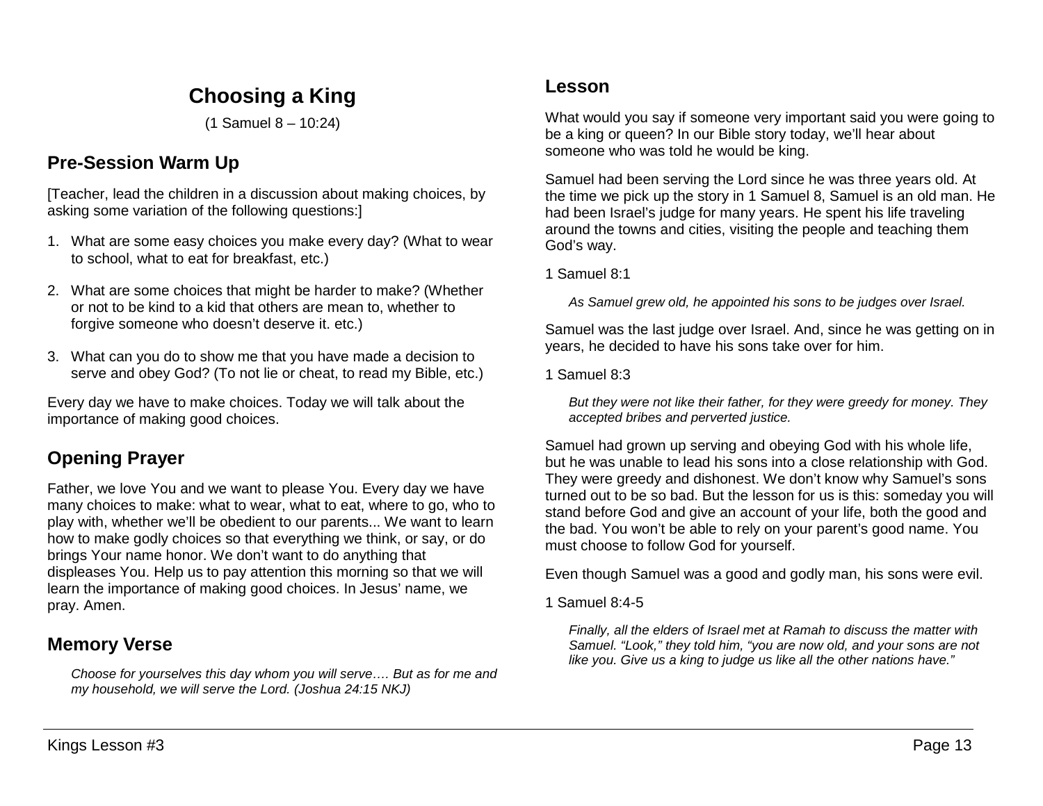# Choosing a King

(1 Samuel 8 – 10:24)

## Pre-Session Warm Up

[Teacher, lead the children in a discussion about making choices, by asking some variation of the following questions:]

1. What are some easy choices you make every day? (What to wear to school, what to eat for breakfast, etc.)
2. What are some choices that might be harder to make? (Whether or not to be kind to a kid that others are mean to, whether to forgive someone who doesn't deserve it. etc.)
3. What can you do to show me that you have made a decision to serve and obey God? (To not lie or cheat, to read my Bible, etc.)

Every day we have to make choices. Today we will talk about the importance of making good choices.

## Opening Prayer

Father, we love You and we want to please You. Every day we have many choices to make: what to wear, what to eat, where to go, who to play with, whether we'll be obedient to our parents... We want to learn how to make godly choices so that everything we think, or say, or do brings Your name honor. We don't want to do anything that displeases You. Help us to pay attention this morning so that we will learn the importance of making good choices. In Jesus' name, we pray. Amen.

## Memory Verse

> *Choose for yourselves this day whom you will serve…. But as for me and my household, we will serve the Lord. (Joshua 24:15 NKJ)*

## Lesson

What would you say if someone very important said you were going to be a king or queen? In our Bible story today, we'll hear about someone who was told he would be king.

Samuel had been serving the Lord since he was three years old. At the time we pick up the story in 1 Samuel 8, Samuel is an old man. He had been Israel's judge for many years. He spent his life traveling around the towns and cities, visiting the people and teaching them God's way.

1 Samuel 8:1

> *As Samuel grew old, he appointed his sons to be judges over Israel.*

Samuel was the last judge over Israel. And, since he was getting on in years, he decided to have his sons take over for him.

1 Samuel 8:3

> *But they were not like their father, for they were greedy for money. They accepted bribes and perverted justice.*

Samuel had grown up serving and obeying God with his whole life, but he was unable to lead his sons into a close relationship with God. They were greedy and dishonest. We don't know why Samuel's sons turned out to be so bad. But the lesson for us is this: someday you will stand before God and give an account of your life, both the good and the bad. You won't be able to rely on your parent's good name. You must choose to follow God for yourself.

Even though Samuel was a good and godly man, his sons were evil.

1 Samuel 8:4-5

> *Finally, all the elders of Israel met at Ramah to discuss the matter with Samuel. "Look," they told him, "you are now old, and your sons are not like you. Give us a king to judge us like all the other nations have."*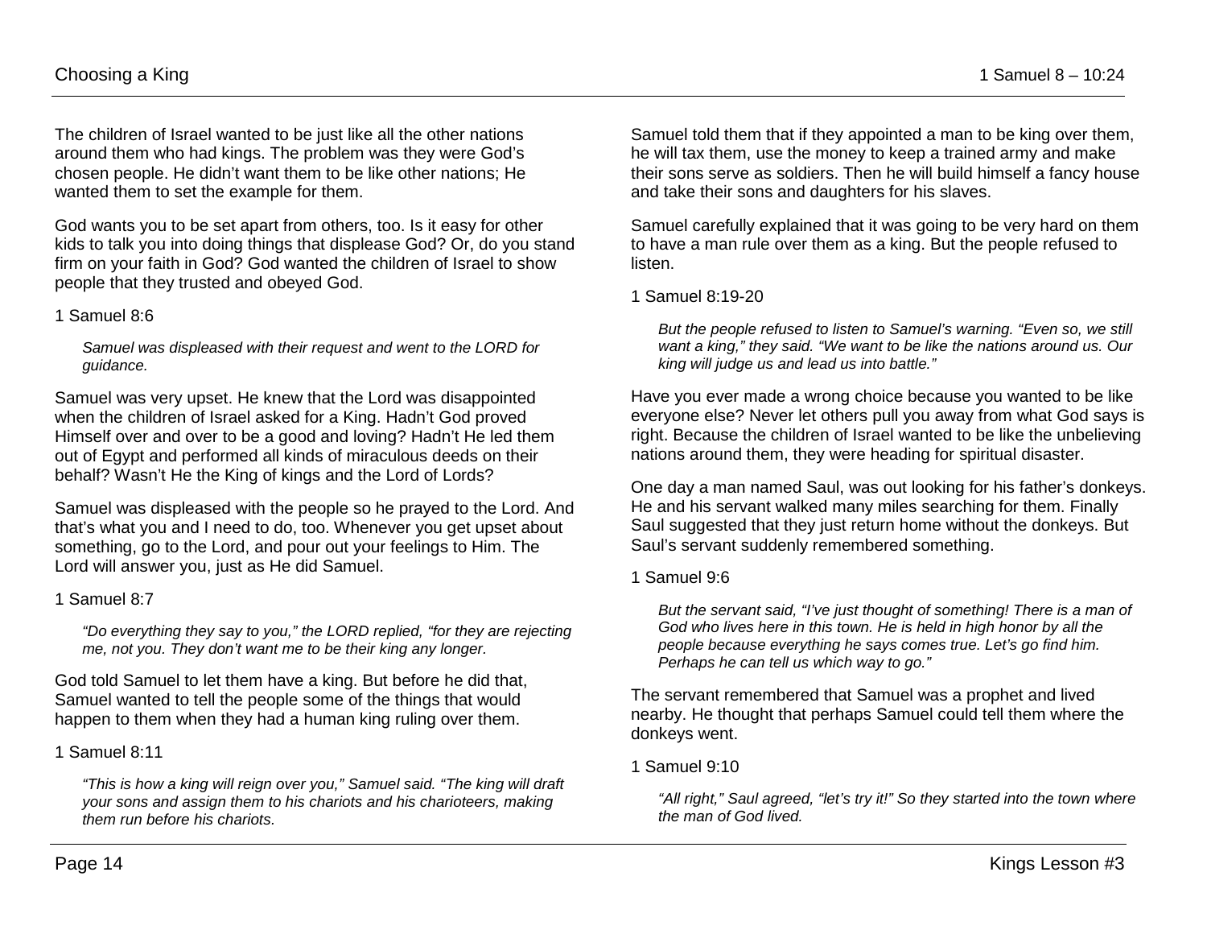The children of Israel wanted to be just like all the other nations around them who had kings. The problem was they were God's chosen people. He didn't want them to be like other nations; He wanted them to set the example for them.

God wants you to be set apart from others, too. Is it easy for other kids to talk you into doing things that displease God? Or, do you stand firm on your faith in God? God wanted the children of Israel to show people that they trusted and obeyed God.

1 Samuel 8:6

> *Samuel was displeased with their request and went to the LORD for guidance.*

Samuel was very upset. He knew that the Lord was disappointed when the children of Israel asked for a King. Hadn't God proved Himself over and over to be a good and loving? Hadn't He led them out of Egypt and performed all kinds of miraculous deeds on their behalf? Wasn't He the King of kings and the Lord of Lords?

Samuel was displeased with the people so he prayed to the Lord. And that's what you and I need to do, too. Whenever you get upset about something, go to the Lord, and pour out your feelings to Him. The Lord will answer you, just as He did Samuel.

1 Samuel 8:7

> *"Do everything they say to you," the LORD replied, "for they are rejecting me, not you. They don't want me to be their king any longer.*

God told Samuel to let them have a king. But before he did that, Samuel wanted to tell the people some of the things that would happen to them when they had a human king ruling over them.

1 Samuel 8:11

> *"This is how a king will reign over you," Samuel said. "The king will draft your sons and assign them to his chariots and his charioteers, making them run before his chariots.*

Samuel told them that if they appointed a man to be king over them, he will tax them, use the money to keep a trained army and make their sons serve as soldiers. Then he will build himself a fancy house and take their sons and daughters for his slaves.

Samuel carefully explained that it was going to be very hard on them to have a man rule over them as a king. But the people refused to listen.

1 Samuel 8:19-20

> *But the people refused to listen to Samuel's warning. "Even so, we still want a king," they said. "We want to be like the nations around us. Our king will judge us and lead us into battle."*

Have you ever made a wrong choice because you wanted to be like everyone else? Never let others pull you away from what God says is right. Because the children of Israel wanted to be like the unbelieving nations around them, they were heading for spiritual disaster.

One day a man named Saul, was out looking for his father's donkeys. He and his servant walked many miles searching for them. Finally Saul suggested that they just return home without the donkeys. But Saul's servant suddenly remembered something.

1 Samuel 9:6

> *But the servant said, "I've just thought of something! There is a man of God who lives here in this town. He is held in high honor by all the people because everything he says comes true. Let's go find him. Perhaps he can tell us which way to go."*

The servant remembered that Samuel was a prophet and lived nearby. He thought that perhaps Samuel could tell them where the donkeys went.

1 Samuel 9:10

> *"All right," Saul agreed, "let's try it!" So they started into the town where the man of God lived.*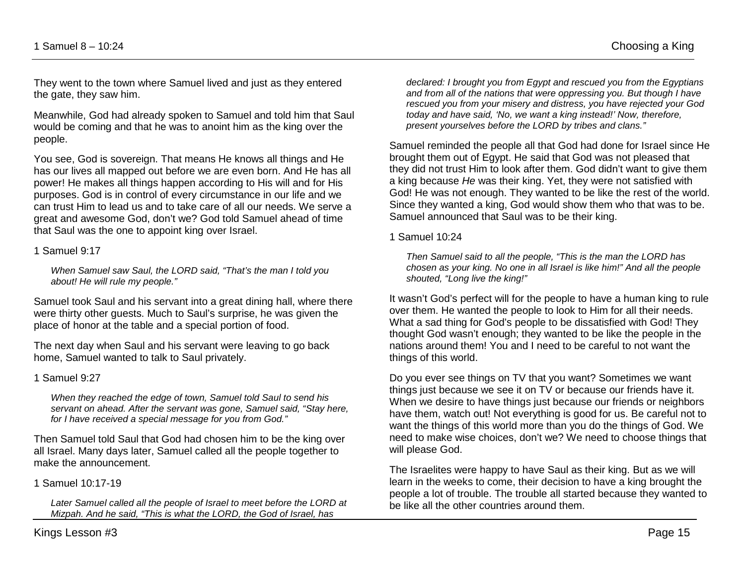They went to the town where Samuel lived and just as they entered the gate, they saw him.

Meanwhile, God had already spoken to Samuel and told him that Saul would be coming and that he was to anoint him as the king over the people.

You see, God is sovereign. That means He knows all things and He has our lives all mapped out before we are even born. And He has all power! He makes all things happen according to His will and for His purposes. God is in control of every circumstance in our life and we can trust Him to lead us and to take care of all our needs. We serve a great and awesome God, don't we? God told Samuel ahead of time that Saul was the one to appoint king over Israel.

1 Samuel 9:17

> *When Samuel saw Saul, the LORD said, "That's the man I told you about! He will rule my people."*

Samuel took Saul and his servant into a great dining hall, where there were thirty other guests. Much to Saul's surprise, he was given the place of honor at the table and a special portion of food.

The next day when Saul and his servant were leaving to go back home, Samuel wanted to talk to Saul privately.

1 Samuel 9:27

> *When they reached the edge of town, Samuel told Saul to send his servant on ahead. After the servant was gone, Samuel said, "Stay here, for I have received a special message for you from God."*

Then Samuel told Saul that God had chosen him to be the king over all Israel. Many days later, Samuel called all the people together to make the announcement.

1 Samuel 10:17-19

> *Later Samuel called all the people of Israel to meet before the LORD at Mizpah. And he said, "This is what the LORD, the God of Israel, has declared: I brought you from Egypt and rescued you from the Egyptians and from all of the nations that were oppressing you. But though I have rescued you from your misery and distress, you have rejected your God today and have said, 'No, we want a king instead!' Now, therefore, present yourselves before the LORD by tribes and clans."*

Samuel reminded the people all that God had done for Israel since He brought them out of Egypt. He said that God was not pleased that they did not trust Him to look after them. God didn't want to give them a king because *He* was their king. Yet, they were not satisfied with God! He was not enough. They wanted to be like the rest of the world. Since they wanted a king, God would show them who that was to be. Samuel announced that Saul was to be their king.

1 Samuel 10:24

> *Then Samuel said to all the people, "This is the man the LORD has chosen as your king. No one in all Israel is like him!" And all the people shouted, "Long live the king!"*

It wasn't God's perfect will for the people to have a human king to rule over them. He wanted the people to look to Him for all their needs. What a sad thing for God's people to be dissatisfied with God! They thought God wasn't enough; they wanted to be like the people in the nations around them! You and I need to be careful to not want the things of this world.

Do you ever see things on TV that you want? Sometimes we want things just because we see it on TV or because our friends have it. When we desire to have things just because our friends or neighbors have them, watch out! Not everything is good for us. Be careful not to want the things of this world more than you do the things of God. We need to make wise choices, don't we? We need to choose things that will please God.

The Israelites were happy to have Saul as their king. But as we will learn in the weeks to come, their decision to have a king brought the people a lot of trouble. The trouble all started because they wanted to be like all the other countries around them.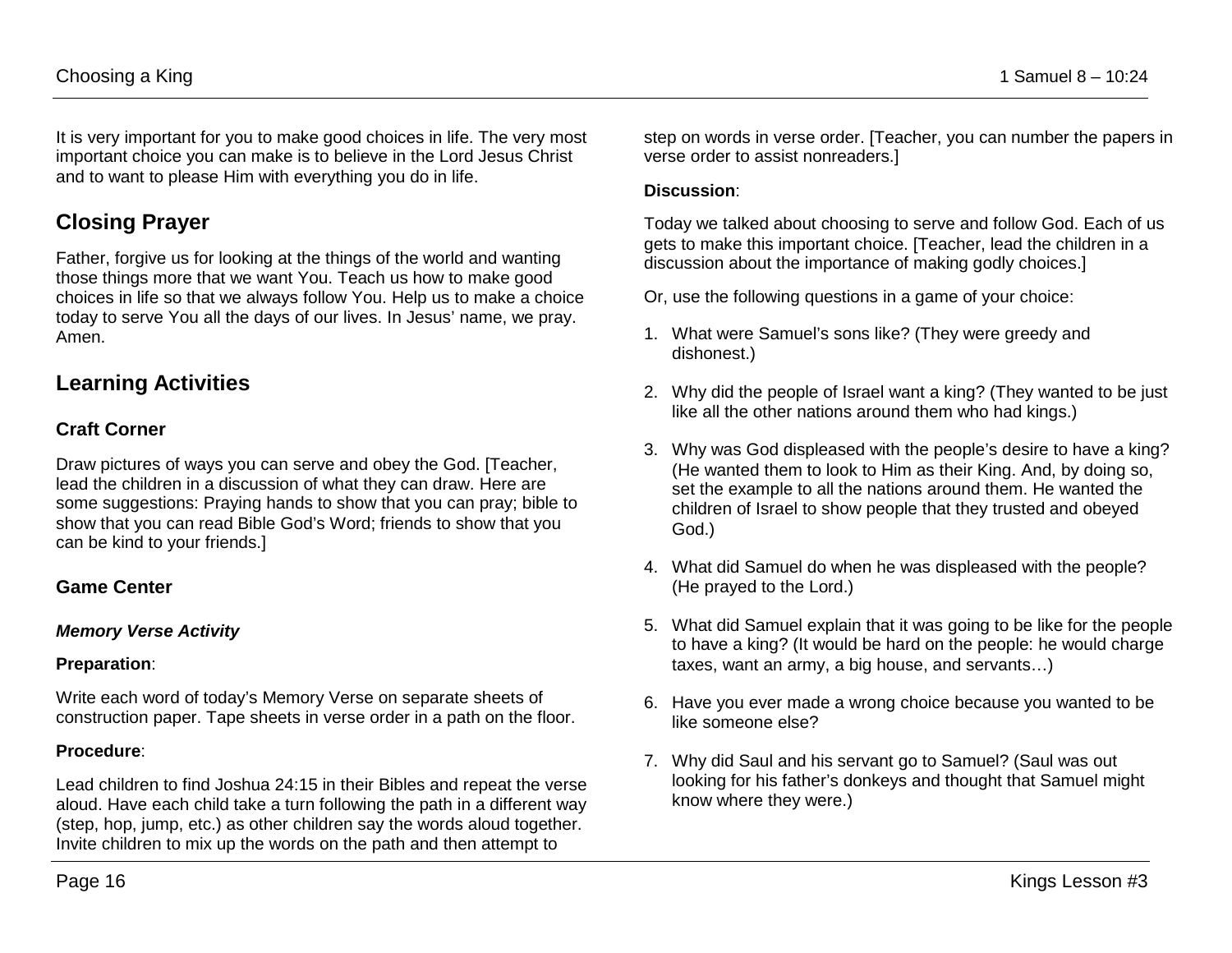It is very important for you to make good choices in life. The very most important choice you can make is to believe in the Lord Jesus Christ and to want to please Him with everything you do in life.

## Closing Prayer

Father, forgive us for looking at the things of the world and wanting those things more that we want You. Teach us how to make good choices in life so that we always follow You. Help us to make a choice today to serve You all the days of our lives. In Jesus' name, we pray. Amen.

## Learning Activities

### Craft Corner

Draw pictures of ways you can serve and obey the God. [Teacher, lead the children in a discussion of what they can draw. Here are some suggestions: Praying hands to show that you can pray; bible to show that you can read Bible God's Word; friends to show that you can be kind to your friends.]

### Game Center

#### *Memory Verse Activity*

**Preparation**:

Write each word of today's Memory Verse on separate sheets of construction paper. Tape sheets in verse order in a path on the floor.

**Procedure**:

Lead children to find Joshua 24:15 in their Bibles and repeat the verse aloud. Have each child take a turn following the path in a different way (step, hop, jump, etc.) as other children say the words aloud together. Invite children to mix up the words on the path and then attempt to step on words in verse order. [Teacher, you can number the papers in verse order to assist nonreaders.]

**Discussion**:

Today we talked about choosing to serve and follow God. Each of us gets to make this important choice. [Teacher, lead the children in a discussion about the importance of making godly choices.]

Or, use the following questions in a game of your choice:

1. What were Samuel's sons like? (They were greedy and dishonest.)
2. Why did the people of Israel want a king? (They wanted to be just like all the other nations around them who had kings.)
3. Why was God displeased with the people's desire to have a king? (He wanted them to look to Him as their King. And, by doing so, set the example to all the nations around them. He wanted the children of Israel to show people that they trusted and obeyed God.)
4. What did Samuel do when he was displeased with the people? (He prayed to the Lord.)
5. What did Samuel explain that it was going to be like for the people to have a king? (It would be hard on the people: he would charge taxes, want an army, a big house, and servants…)
6. Have you ever made a wrong choice because you wanted to be like someone else?
7. Why did Saul and his servant go to Samuel? (Saul was out looking for his father's donkeys and thought that Samuel might know where they were.)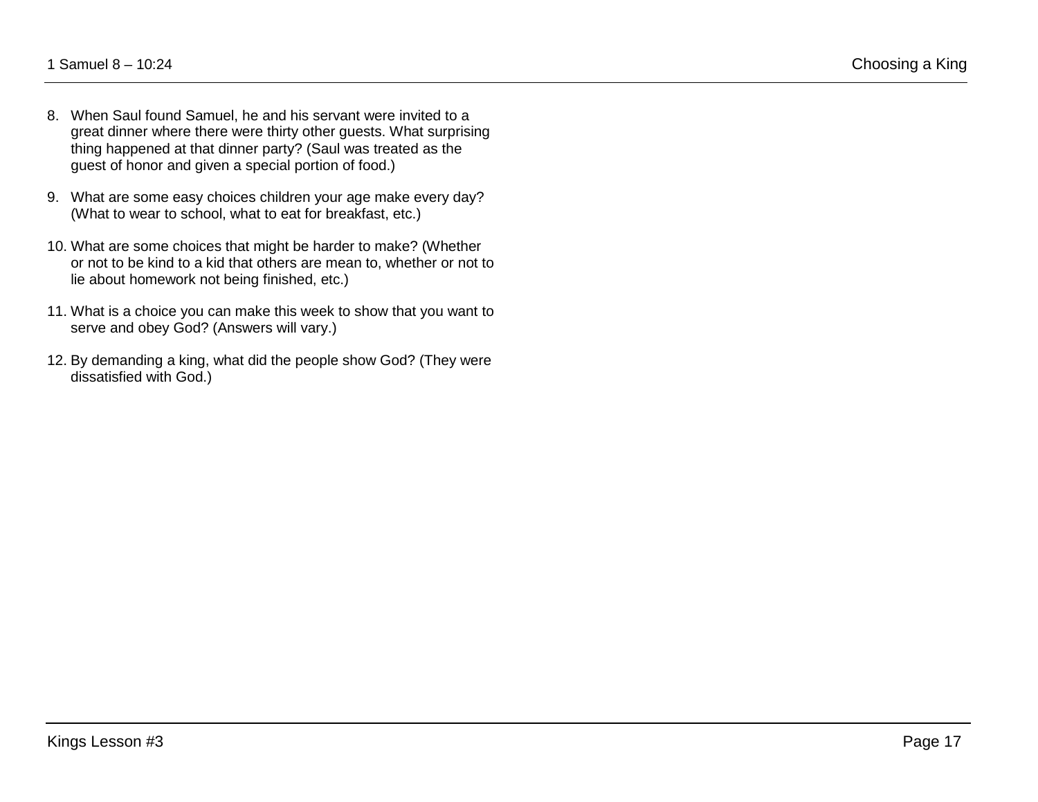8. When Saul found Samuel, he and his servant were invited to a great dinner where there were thirty other guests. What surprising thing happened at that dinner party? (Saul was treated as the guest of honor and given a special portion of food.)

9. What are some easy choices children your age make every day? (What to wear to school, what to eat for breakfast, etc.)

10. What are some choices that might be harder to make? (Whether or not to be kind to a kid that others are mean to, whether or not to lie about homework not being finished, etc.)

11. What is a choice you can make this week to show that you want to serve and obey God? (Answers will vary.)

12. By demanding a king, what did the people show God? (They were dissatisfied with God.)